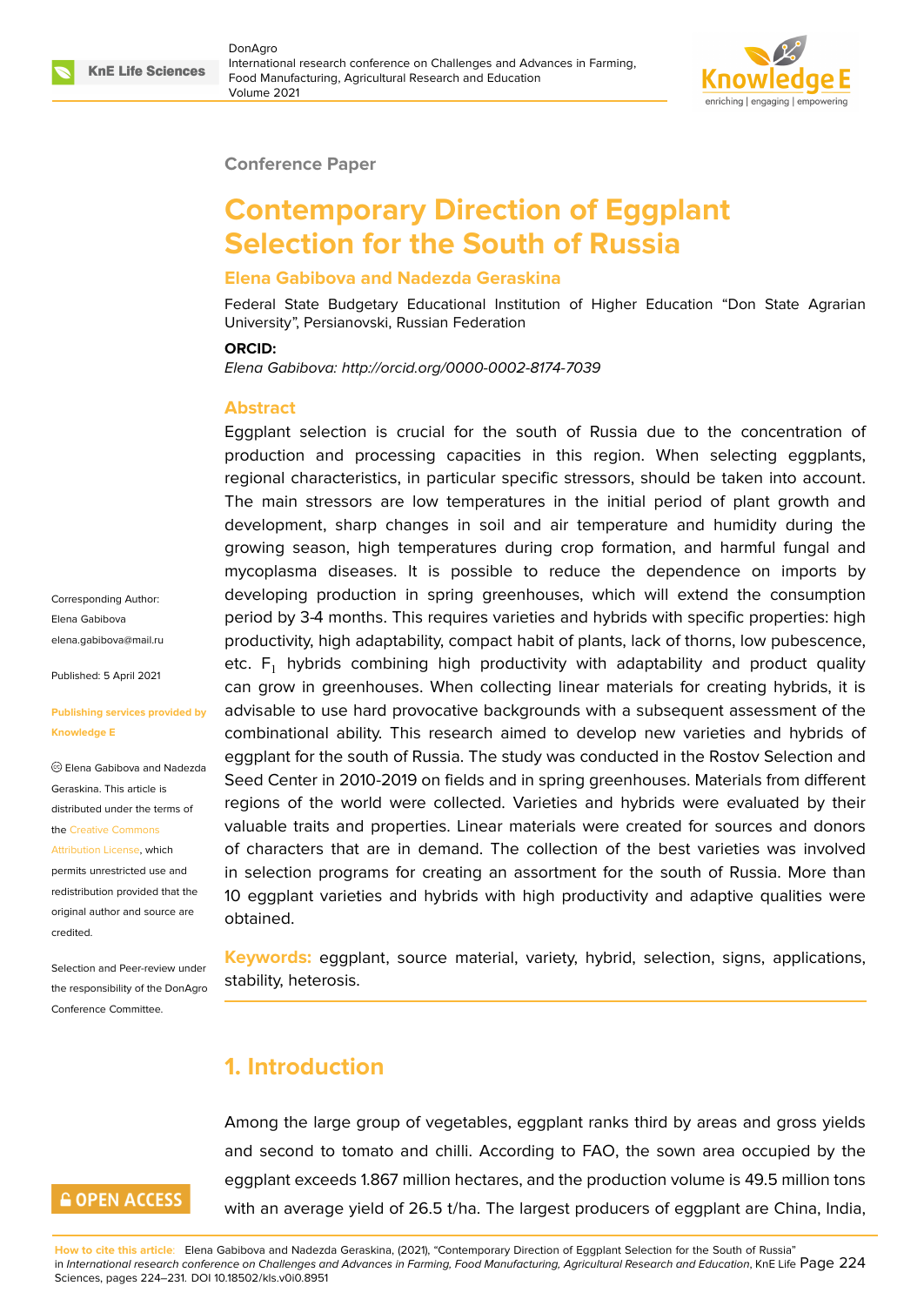Conference Paper

# Contemporary Direction of Eggplant Selection for the South of Russia

**Elena Gabibova and Nadezda Geraskina**

Federal State Budgetary Educational Institution of Higher Education "Don State Agrarian University", Persianovski, Russian Federation

**ORCID:**

*Elena Gabibova: http://orcid.org/0000-0002-8174-7039*

Corresponding Author: Elena Gabibova elena.gabibova@mail.ru

Published: 5 April 2021

**Publishing services provided by Knowledge E**

© Elena Gabibova and Nadezda Geraskina. This article is distributed under the terms of the Creative Commons Attribution License, which permits unrestricted use and redistribution provided that the original author and source are credited.

Selection and Peer-review under the responsibility of the DonAgro Conference Committee.

## Abstract

Eggplant selection is crucial for the south of Russia due to the concentration of production and processing capacities in this region. When selecting eggplants, regional characteristics, in particular specific stressors, should be taken into account. The main stressors are low temperatures in the initial period of plant growth and development, sharp changes in soil and air temperature and humidity during the growing season, high temperatures during crop formation, and harmful fungal and mycoplasma diseases. It is possible to reduce the dependence on imports by developing production in spring greenhouses, which will extend the consumption period by 3-4 months. This requires varieties and hybrids with specific properties: high productivity, high adaptability, compact habit of plants, lack of thorns, low pubescence, etc. $F_1$ hybrids combining high productivity with adaptability and product quality can grow in greenhouses. When collecting linear materials for creating hybrids, it is advisable to use hard provocative backgrounds with a subsequent assessment of the combinational ability. This research aimed to develop new varieties and hybrids of eggplant for the south of Russia. The study was conducted in the Rostov Selection and Seed Center in 2010-2019 on fields and in spring greenhouses. Materials from different regions of the world were collected. Varieties and hybrids were evaluated by their valuable traits and properties. Linear materials were created for sources and donors of characters that are in demand. The collection of the best varieties was involved in selection programs for creating an assortment for the south of Russia. More than 10 eggplant varieties and hybrids with high productivity and adaptive qualities were obtained.

**Keywords:** eggplant, source material, variety, hybrid, selection, signs, applications, stability, heterosis.

## 1. Introduction

Among the large group of vegetables, eggplant ranks third by areas and gross yields and second to tomato and chilli. According to FAO, the sown area occupied by the eggplant exceeds 1.867 million hectares, and the production volume is 49.5 million tons with an average yield of 26.5 t/ha. The largest producers of eggplant are China, India,

**How to cite this article**: Elena Gabibova and Nadezda Geraskina, (2021), "Contemporary Direction of Eggplant Selection for the South of Russia" in *International research conference on Challenges and Advances in Farming, Food Manufacturing, Agricultural Research and Education*, KnE Life Sciences, pages 224–231. DOI 10.18502/kls.v0i0.8951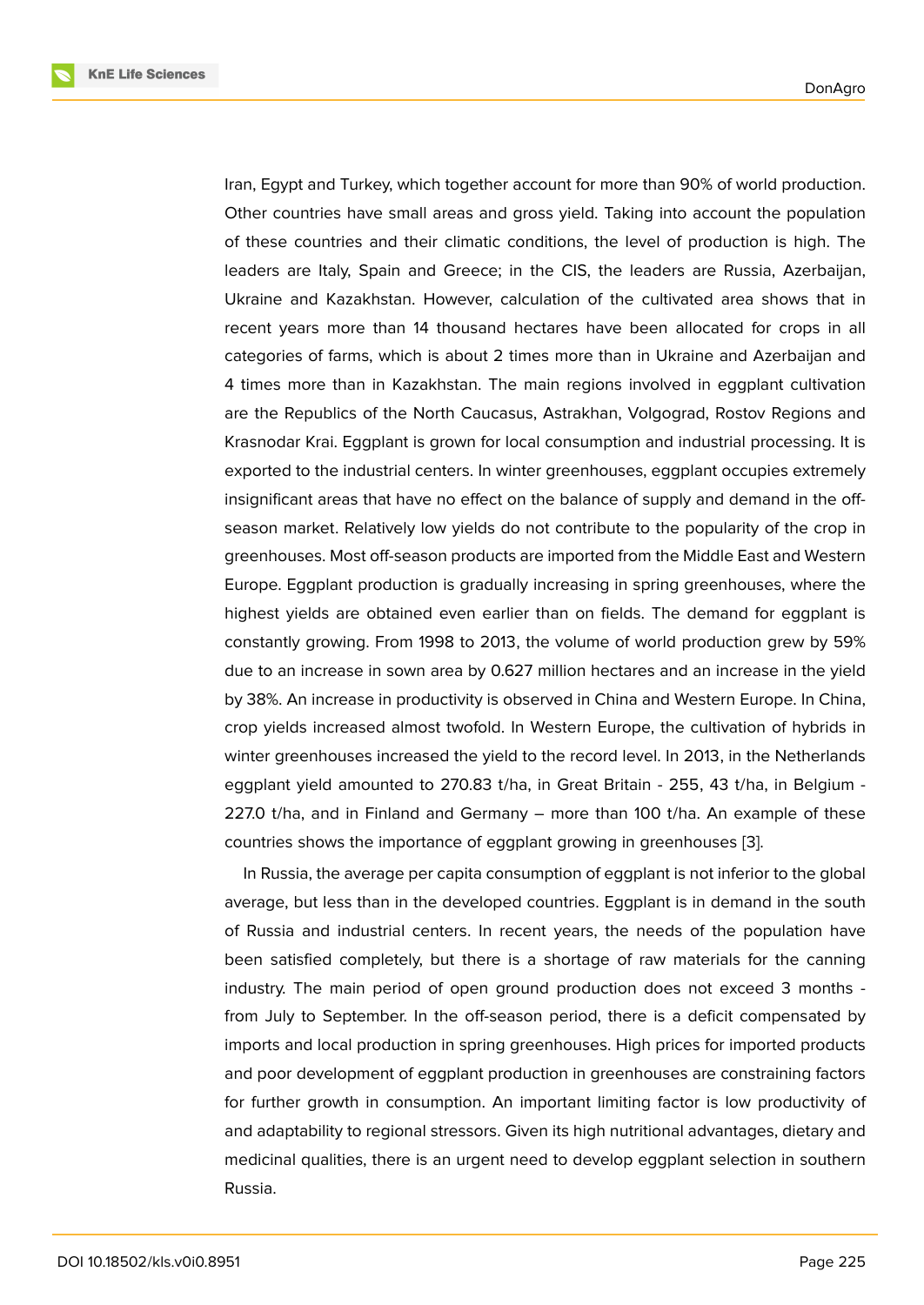Iran, Egypt and Turkey, which together account for more than 90% of world production. Other countries have small areas and gross yield. Taking into account the population of these countries and their climatic conditions, the level of production is high. The leaders are Italy, Spain and Greece; in the CIS, the leaders are Russia, Azerbaijan, Ukraine and Kazakhstan. However, calculation of the cultivated area shows that in recent years more than 14 thousand hectares have been allocated for crops in all categories of farms, which is about 2 times more than in Ukraine and Azerbaijan and 4 times more than in Kazakhstan. The main regions involved in eggplant cultivation are the Republics of the North Caucasus, Astrakhan, Volgograd, Rostov Regions and Krasnodar Krai. Eggplant is grown for local consumption and industrial processing. It is exported to the industrial centers. In winter greenhouses, eggplant occupies extremely insignificant areas that have no effect on the balance of supply and demand in the off-season market. Relatively low yields do not contribute to the popularity of the crop in greenhouses. Most off-season products are imported from the Middle East and Western Europe. Eggplant production is gradually increasing in spring greenhouses, where the highest yields are obtained even earlier than on fields. The demand for eggplant is constantly growing. From 1998 to 2013, the volume of world production grew by 59% due to an increase in sown area by 0.627 million hectares and an increase in the yield by 38%. An increase in productivity is observed in China and Western Europe. In China, crop yields increased almost twofold. In Western Europe, the cultivation of hybrids in winter greenhouses increased the yield to the record level. In 2013, in the Netherlands eggplant yield amounted to 270.83 t/ha, in Great Britain - 255, 43 t/ha, in Belgium - 227.0 t/ha, and in Finland and Germany – more than 100 t/ha. An example of these countries shows the importance of eggplant growing in greenhouses [3].

In Russia, the average per capita consumption of eggplant is not inferior to the global average, but less than in the developed countries. Eggplant is in demand in the south of Russia and industrial centers. In recent years, the needs of the population have been satisfied completely, but there is a shortage of raw materials for the canning industry. The main period of open ground production does not exceed 3 months - from July to September. In the off-season period, there is a deficit compensated by imports and local production in spring greenhouses. High prices for imported products and poor development of eggplant production in greenhouses are constraining factors for further growth in consumption. An important limiting factor is low productivity of and adaptability to regional stressors. Given its high nutritional advantages, dietary and medicinal qualities, there is an urgent need to develop eggplant selection in southern Russia.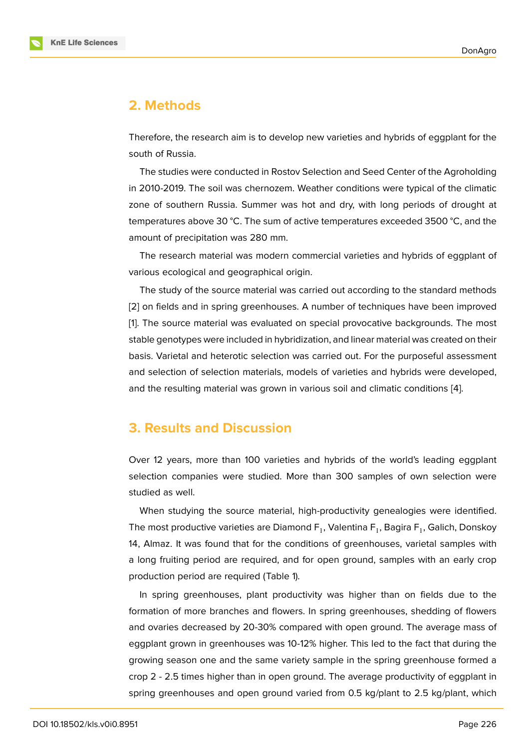## 2. Methods

Therefore, the research aim is to develop new varieties and hybrids of eggplant for the south of Russia.

The studies were conducted in Rostov Selection and Seed Center of the Agroholding in 2010-2019. The soil was chernozem. Weather conditions were typical of the climatic zone of southern Russia. Summer was hot and dry, with long periods of drought at temperatures above 30 °C. The sum of active temperatures exceeded 3500 °C, and the amount of precipitation was 280 mm.

The research material was modern commercial varieties and hybrids of eggplant of various ecological and geographical origin.

The study of the source material was carried out according to the standard methods [2] on fields and in spring greenhouses. A number of techniques have been improved [1]. The source material was evaluated on special provocative backgrounds. The most stable genotypes were included in hybridization, and linear material was created on their basis. Varietal and heterotic selection was carried out. For the purposeful assessment and selection of selection materials, models of varieties and hybrids were developed, and the resulting material was grown in various soil and climatic conditions [4].

## 3. Results and Discussion

Over 12 years, more than 100 varieties and hybrids of the world's leading eggplant selection companies were studied. More than 300 samples of own selection were studied as well.

When studying the source material, high-productivity genealogies were identified. The most productive varieties are Diamond $F_1$, Valentina $F_1$, Bagira $F_1$, Galich, Donskoy 14, Almaz. It was found that for the conditions of greenhouses, varietal samples with a long fruiting period are required, and for open ground, samples with an early crop production period are required (Table 1).

In spring greenhouses, plant productivity was higher than on fields due to the formation of more branches and flowers. In spring greenhouses, shedding of flowers and ovaries decreased by 20-30% compared with open ground. The average mass of eggplant grown in greenhouses was 10-12% higher. This led to the fact that during the growing season one and the same variety sample in the spring greenhouse formed a crop 2 - 2.5 times higher than in open ground. The average productivity of eggplant in spring greenhouses and open ground varied from 0.5 kg/plant to 2.5 kg/plant, which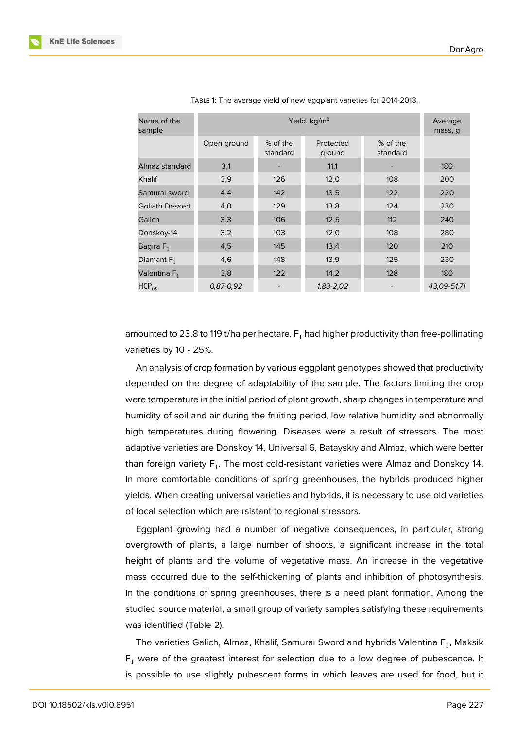Table 1: The average yield of new eggplant varieties for 2014-2018.

| Name of the sample | Yield, kg/m$^2$ | | | | Average mass, g |
|---|---|---|---|---|---|
| | Open ground | % of the standard | Protected ground | % of the standard | |
| Almaz standard | 3,1 | - | 11,1 | - | 180 |
| Khalif | 3,9 | 126 | 12,0 | 108 | 200 |
| Samurai sword | 4,4 | 142 | 13,5 | 122 | 220 |
| Goliath Dessert | 4,0 | 129 | 13,8 | 124 | 230 |
| Galich | 3,3 | 106 | 12,5 | 112 | 240 |
| Donskoy-14 | 3,2 | 103 | 12,0 | 108 | 280 |
| Bagira $F_1$ | 4,5 | 145 | 13,4 | 120 | 210 |
| Diamant $F_1$ | 4,6 | 148 | 13,9 | 125 | 230 |
| Valentina $F_1$ | 3,8 | 122 | 14,2 | 128 | 180 |
| $HCP_{05}$ | *0,87-0,92* | - | *1,83-2,02* | - | *43,09-51,71* |

amounted to 23.8 to 119 t/ha per hectare. $F_1$ had higher productivity than free-pollinating varieties by 10 - 25%.

An analysis of crop formation by various eggplant genotypes showed that productivity depended on the degree of adaptability of the sample. The factors limiting the crop were temperature in the initial period of plant growth, sharp changes in temperature and humidity of soil and air during the fruiting period, low relative humidity and abnormally high temperatures during flowering. Diseases were a result of stressors. The most adaptive varieties are Donskoy 14, Universal 6, Batayskiy and Almaz, which were better than foreign variety $F_1$. The most cold-resistant varieties were Almaz and Donskoy 14. In more comfortable conditions of spring greenhouses, the hybrids produced higher yields. When creating universal varieties and hybrids, it is necessary to use old varieties of local selection which are rsistant to regional stressors.

Eggplant growing had a number of negative consequences, in particular, strong overgrowth of plants, a large number of shoots, a significant increase in the total height of plants and the volume of vegetative mass. An increase in the vegetative mass occurred due to the self-thickening of plants and inhibition of photosynthesis. In the conditions of spring greenhouses, there is a need plant formation. Among the studied source material, a small group of variety samples satisfying these requirements was identified (Table 2).

The varieties Galich, Almaz, Khalif, Samurai Sword and hybrids Valentina $F_1$, Maksik $F_1$ were of the greatest interest for selection due to a low degree of pubescence. It is possible to use slightly pubescent forms in which leaves are used for food, but it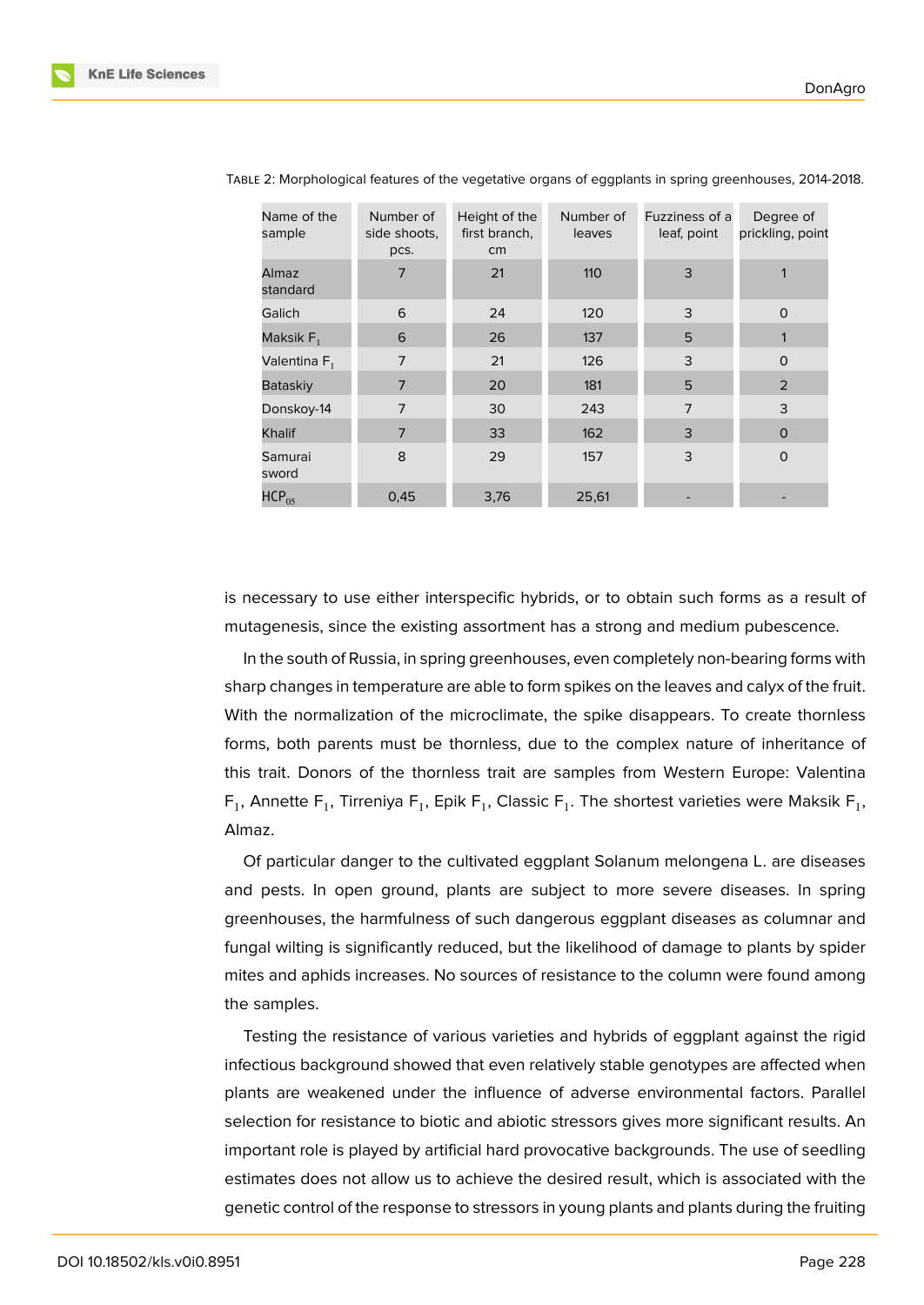TABLE 2: Morphological features of the vegetative organs of eggplants in spring greenhouses, 2014-2018.

| Name of the sample | Number of side shoots, pcs. | Height of the first branch, cm | Number of leaves | Fuzziness of a leaf, point | Degree of prickling, point |
|---|---|---|---|---|---|
| Almaz standard | 7 | 21 | 110 | 3 | 1 |
| Galich | 6 | 24 | 120 | 3 | 0 |
| Maksik $F_1$ | 6 | 26 | 137 | 5 | 1 |
| Valentina $F_1$ | 7 | 21 | 126 | 3 | 0 |
| Bataskiy | 7 | 20 | 181 | 5 | 2 |
| Donskoy-14 | 7 | 30 | 243 | 7 | 3 |
| Khalif | 7 | 33 | 162 | 3 | 0 |
| Samurai sword | 8 | 29 | 157 | 3 | 0 |
| $HCP_{05}$ | 0,45 | 3,76 | 25,61 | - | - |

is necessary to use either interspecific hybrids, or to obtain such forms as a result of mutagenesis, since the existing assortment has a strong and medium pubescence.

In the south of Russia, in spring greenhouses, even completely non-bearing forms with sharp changes in temperature are able to form spikes on the leaves and calyx of the fruit. With the normalization of the microclimate, the spike disappears. To create thornless forms, both parents must be thornless, due to the complex nature of inheritance of this trait. Donors of the thornless trait are samples from Western Europe: Valentina $F_1$, Annette $F_1$, Tirreniya $F_1$, Epik $F_1$, Classic $F_1$. The shortest varieties were Maksik $F_1$, Almaz.

Of particular danger to the cultivated eggplant Solanum melongena L. are diseases and pests. In open ground, plants are subject to more severe diseases. In spring greenhouses, the harmfulness of such dangerous eggplant diseases as columnar and fungal wilting is significantly reduced, but the likelihood of damage to plants by spider mites and aphids increases. No sources of resistance to the column were found among the samples.

Testing the resistance of various varieties and hybrids of eggplant against the rigid infectious background showed that even relatively stable genotypes are affected when plants are weakened under the influence of adverse environmental factors. Parallel selection for resistance to biotic and abiotic stressors gives more significant results. An important role is played by artificial hard provocative backgrounds. The use of seedling estimates does not allow us to achieve the desired result, which is associated with the genetic control of the response to stressors in young plants and plants during the fruiting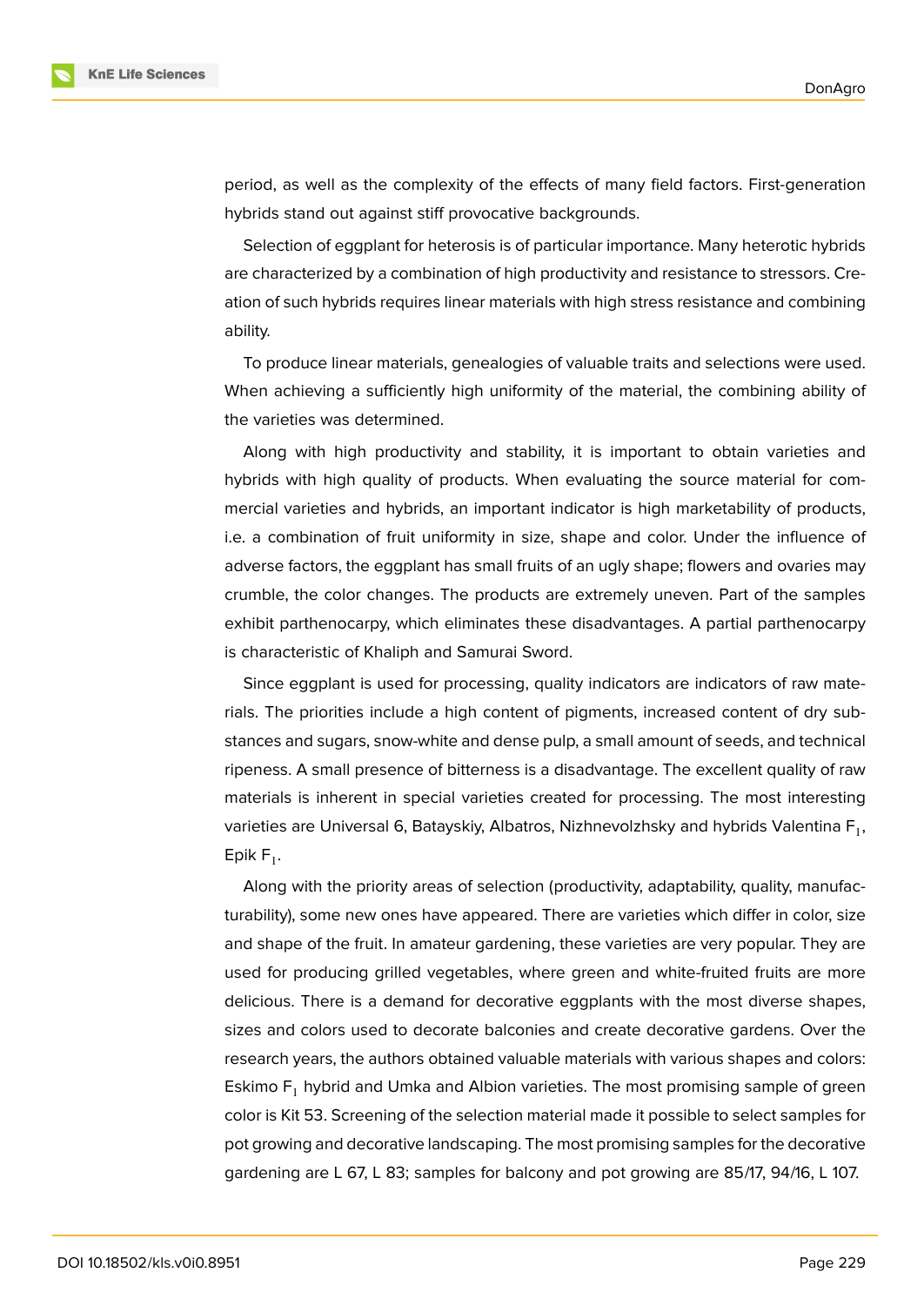period, as well as the complexity of the effects of many field factors. First-generation hybrids stand out against stiff provocative backgrounds.

Selection of eggplant for heterosis is of particular importance. Many heterotic hybrids are characterized by a combination of high productivity and resistance to stressors. Creation of such hybrids requires linear materials with high stress resistance and combining ability.

To produce linear materials, genealogies of valuable traits and selections were used. When achieving a sufficiently high uniformity of the material, the combining ability of the varieties was determined.

Along with high productivity and stability, it is important to obtain varieties and hybrids with high quality of products. When evaluating the source material for commercial varieties and hybrids, an important indicator is high marketability of products, i.e. a combination of fruit uniformity in size, shape and color. Under the influence of adverse factors, the eggplant has small fruits of an ugly shape; flowers and ovaries may crumble, the color changes. The products are extremely uneven. Part of the samples exhibit parthenocarpy, which eliminates these disadvantages. A partial parthenocarpy is characteristic of Khaliph and Samurai Sword.

Since eggplant is used for processing, quality indicators are indicators of raw materials. The priorities include a high content of pigments, increased content of dry substances and sugars, snow-white and dense pulp, a small amount of seeds, and technical ripeness. A small presence of bitterness is a disadvantage. The excellent quality of raw materials is inherent in special varieties created for processing. The most interesting varieties are Universal 6, Batayskiy, Albatros, Nizhnevolzhsky and hybrids Valentina $F_1$, Epik $F_1$.

Along with the priority areas of selection (productivity, adaptability, quality, manufacturability), some new ones have appeared. There are varieties which differ in color, size and shape of the fruit. In amateur gardening, these varieties are very popular. They are used for producing grilled vegetables, where green and white-fruited fruits are more delicious. There is a demand for decorative eggplants with the most diverse shapes, sizes and colors used to decorate balconies and create decorative gardens. Over the research years, the authors obtained valuable materials with various shapes and colors: Eskimo $F_1$ hybrid and Umka and Albion varieties. The most promising sample of green color is Kit 53. Screening of the selection material made it possible to select samples for pot growing and decorative landscaping. The most promising samples for the decorative gardening are L 67, L 83; samples for balcony and pot growing are 85/17, 94/16, L 107.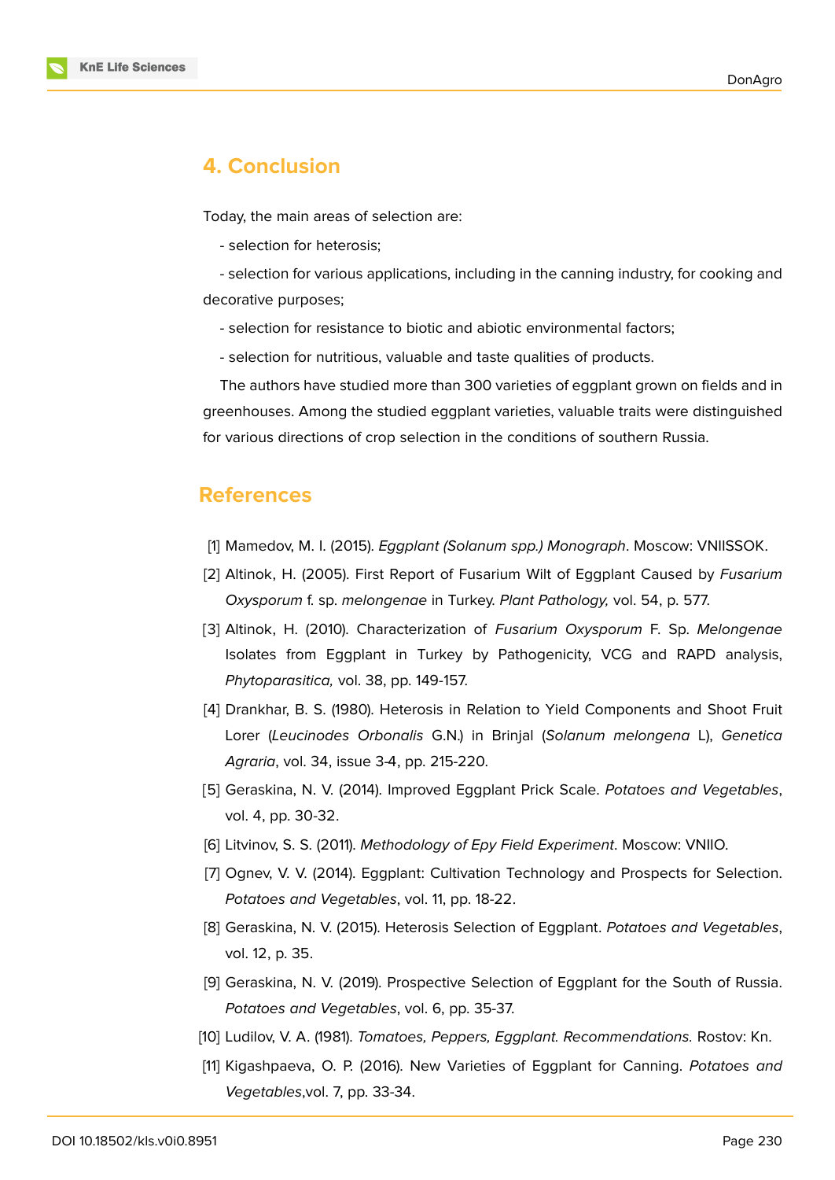## 4. Conclusion

Today, the main areas of selection are:

- selection for heterosis;

- selection for various applications, including in the canning industry, for cooking and decorative purposes;

- selection for resistance to biotic and abiotic environmental factors;

- selection for nutritious, valuable and taste qualities of products.

The authors have studied more than 300 varieties of eggplant grown on fields and in greenhouses. Among the studied eggplant varieties, valuable traits were distinguished for various directions of crop selection in the conditions of southern Russia.

## References

[1] Mamedov, M. I. (2015). *Eggplant (Solanum spp.) Monograph*. Moscow: VNIISSOK.

[2] Altinok, H. (2005). First Report of Fusarium Wilt of Eggplant Caused by *Fusarium Oxysporum* f. sp. *melongenae* in Turkey. *Plant Pathology,* vol. 54, p. 577.

[3] Altinok, H. (2010). Characterization of *Fusarium Oxysporum* F. Sp. *Melongenae* Isolates from Eggplant in Turkey by Pathogenicity, VCG and RAPD analysis, *Phytoparasitica,* vol. 38, pp. 149-157.

[4] Drankhar, B. S. (1980). Heterosis in Relation to Yield Components and Shoot Fruit Lorer (*Leucinodes Orbonalis* G.N.) in Brinjal (*Solanum melongena* L), *Genetica Agraria*, vol. 34, issue 3-4, pp. 215-220.

[5] Geraskina, N. V. (2014). Improved Eggplant Prick Scale. *Potatoes and Vegetables*, vol. 4, pp. 30-32.

[6] Litvinov, S. S. (2011). *Methodology of Epy Field Experiment*. Moscow: VNIIO.

[7] Ognev, V. V. (2014). Eggplant: Cultivation Technology and Prospects for Selection. *Potatoes and Vegetables*, vol. 11, pp. 18-22.

[8] Geraskina, N. V. (2015). Heterosis Selection of Eggplant. *Potatoes and Vegetables*, vol. 12, p. 35.

[9] Geraskina, N. V. (2019). Prospective Selection of Eggplant for the South of Russia. *Potatoes and Vegetables*, vol. 6, pp. 35-37.

[10] Ludilov, V. A. (1981). *Tomatoes, Peppers, Eggplant. Recommendations.* Rostov: Kn.

[11] Kigashpaeva, O. P. (2016). New Varieties of Eggplant for Canning. *Potatoes and Vegetables*,vol. 7, pp. 33-34.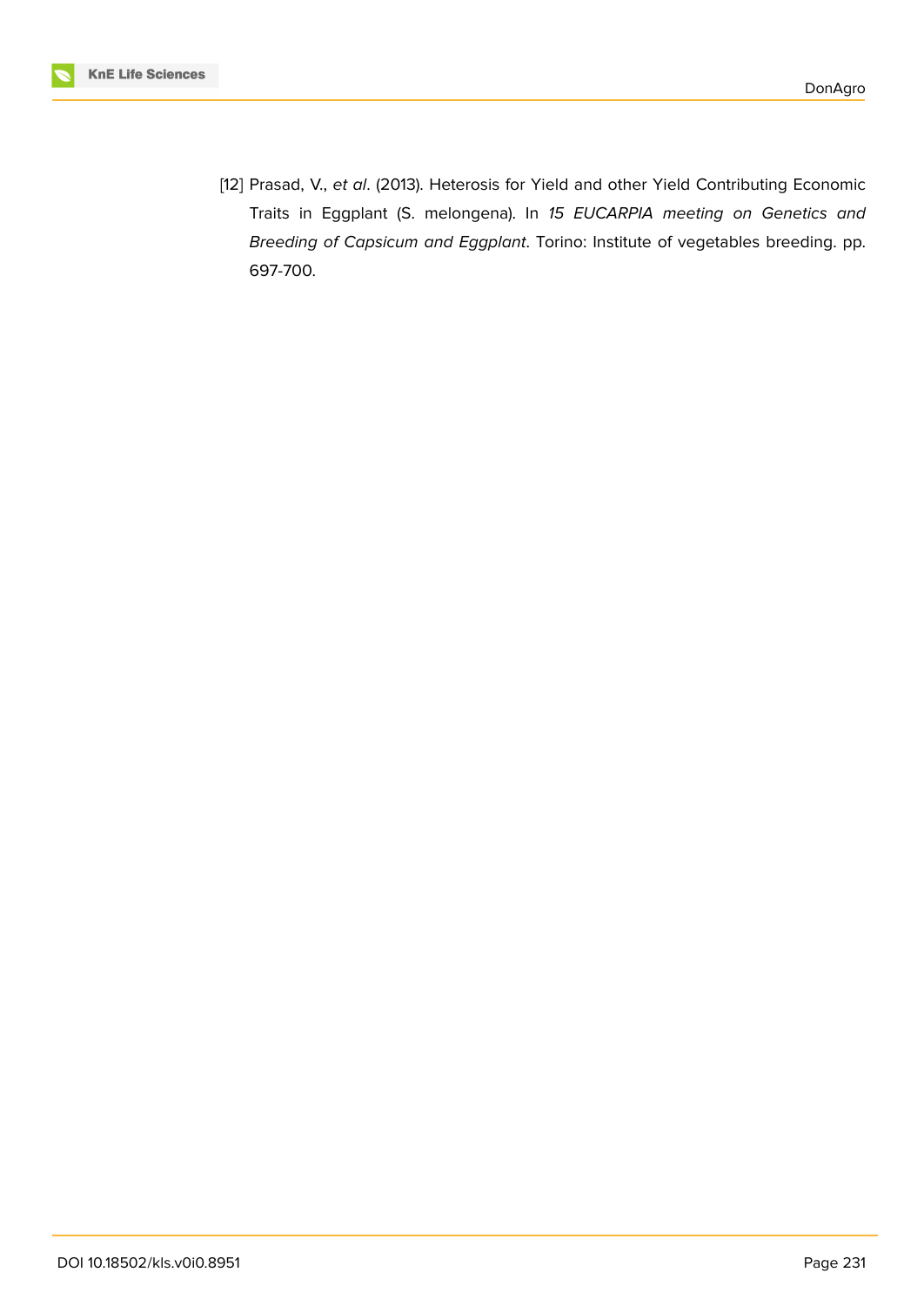[12] Prasad, V., *et al*. (2013). Heterosis for Yield and other Yield Contributing Economic Traits in Eggplant (S. melongena). In *15 EUCARPIA meeting on Genetics and Breeding of Capsicum and Eggplant*. Torino: Institute of vegetables breeding. pp. 697-700.